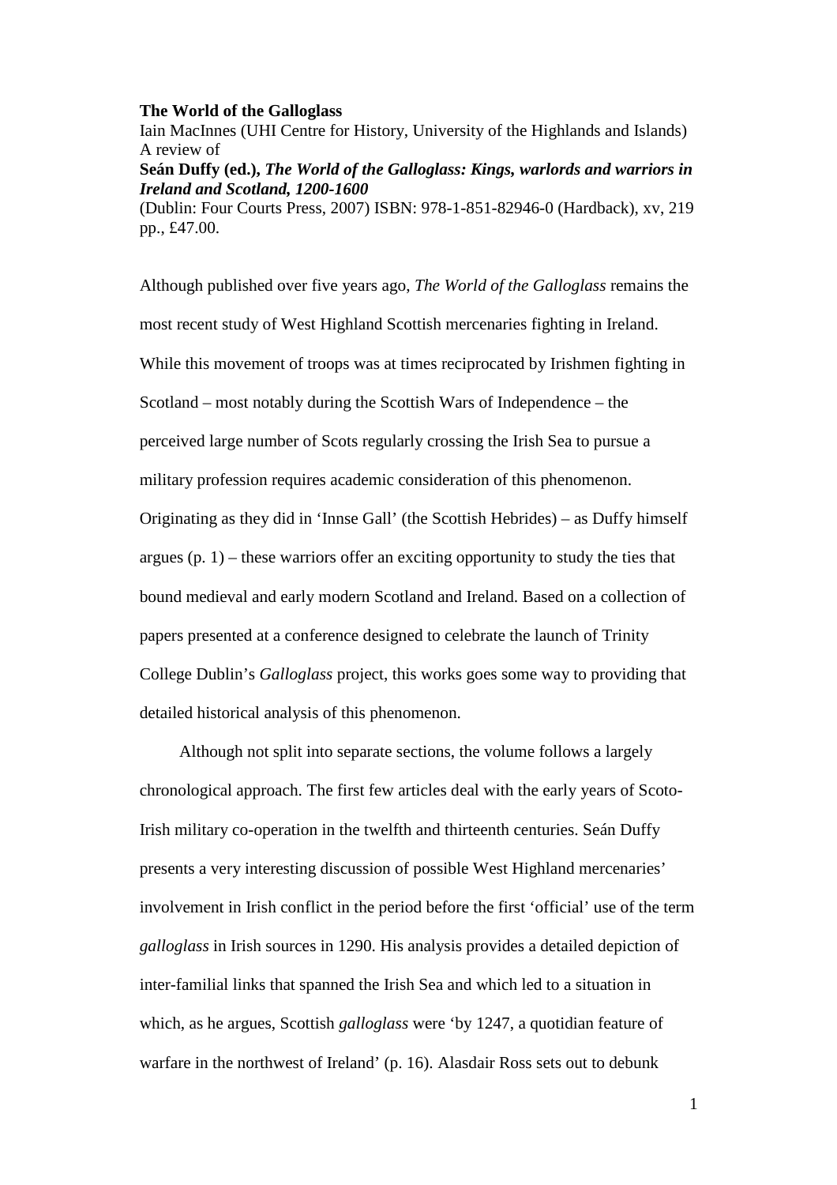**The World of the Galloglass**

Iain MacInnes (UHI Centre for History, University of the Highlands and Islands)

A review of

***Seán Duffy (ed.), The World of the Galloglass: Kings, warlords and warriors in Ireland and Scotland, 1200-1600***

(Dublin: Four Courts Press, 2007) ISBN: 978-1-851-82946-0 (Hardback), xv, 219 pp., £47.00.

Although published over five years ago, *The World of the Galloglass* remains the most recent study of West Highland Scottish mercenaries fighting in Ireland. While this movement of troops was at times reciprocated by Irishmen fighting in Scotland – most notably during the Scottish Wars of Independence – the perceived large number of Scots regularly crossing the Irish Sea to pursue a military profession requires academic consideration of this phenomenon. Originating as they did in 'Innse Gall' (the Scottish Hebrides) – as Duffy himself argues (p. 1) – these warriors offer an exciting opportunity to study the ties that bound medieval and early modern Scotland and Ireland. Based on a collection of papers presented at a conference designed to celebrate the launch of Trinity College Dublin's *Galloglass* project, this works goes some way to providing that detailed historical analysis of this phenomenon.

Although not split into separate sections, the volume follows a largely chronological approach. The first few articles deal with the early years of Scoto-Irish military co-operation in the twelfth and thirteenth centuries. Seán Duffy presents a very interesting discussion of possible West Highland mercenaries' involvement in Irish conflict in the period before the first 'official' use of the term *galloglass* in Irish sources in 1290. His analysis provides a detailed depiction of inter-familial links that spanned the Irish Sea and which led to a situation in which, as he argues, Scottish *galloglass* were 'by 1247, a quotidian feature of warfare in the northwest of Ireland' (p. 16). Alasdair Ross sets out to debunk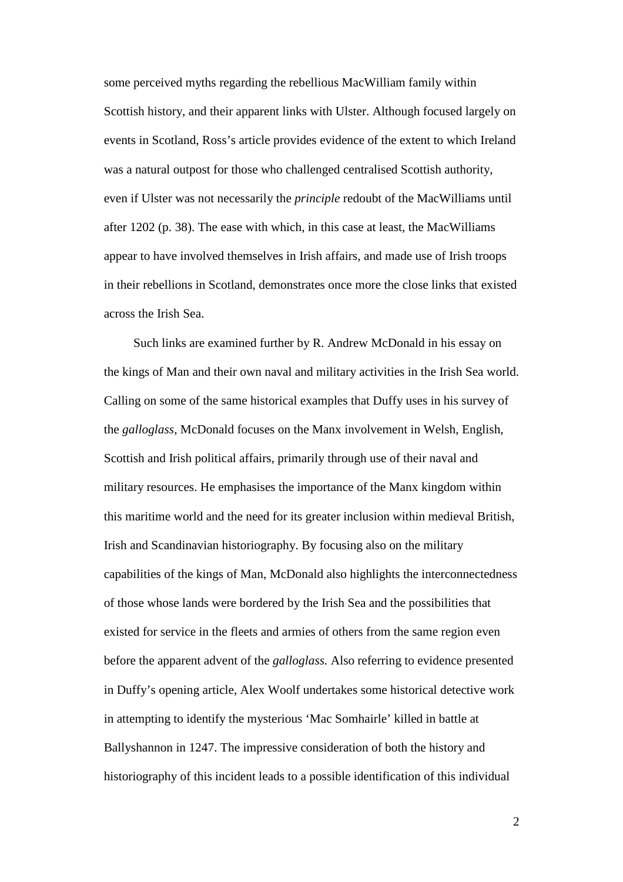some perceived myths regarding the rebellious MacWilliam family within Scottish history, and their apparent links with Ulster. Although focused largely on events in Scotland, Ross's article provides evidence of the extent to which Ireland was a natural outpost for those who challenged centralised Scottish authority, even if Ulster was not necessarily the *principle* redoubt of the MacWilliams until after 1202 (p. 38). The ease with which, in this case at least, the MacWilliams appear to have involved themselves in Irish affairs, and made use of Irish troops in their rebellions in Scotland, demonstrates once more the close links that existed across the Irish Sea.

Such links are examined further by R. Andrew McDonald in his essay on the kings of Man and their own naval and military activities in the Irish Sea world. Calling on some of the same historical examples that Duffy uses in his survey of the *galloglass*, McDonald focuses on the Manx involvement in Welsh, English, Scottish and Irish political affairs, primarily through use of their naval and military resources. He emphasises the importance of the Manx kingdom within this maritime world and the need for its greater inclusion within medieval British, Irish and Scandinavian historiography. By focusing also on the military capabilities of the kings of Man, McDonald also highlights the interconnectedness of those whose lands were bordered by the Irish Sea and the possibilities that existed for service in the fleets and armies of others from the same region even before the apparent advent of the *galloglass.* Also referring to evidence presented in Duffy's opening article, Alex Woolf undertakes some historical detective work in attempting to identify the mysterious 'Mac Somhairle' killed in battle at Ballyshannon in 1247. The impressive consideration of both the history and historiography of this incident leads to a possible identification of this individual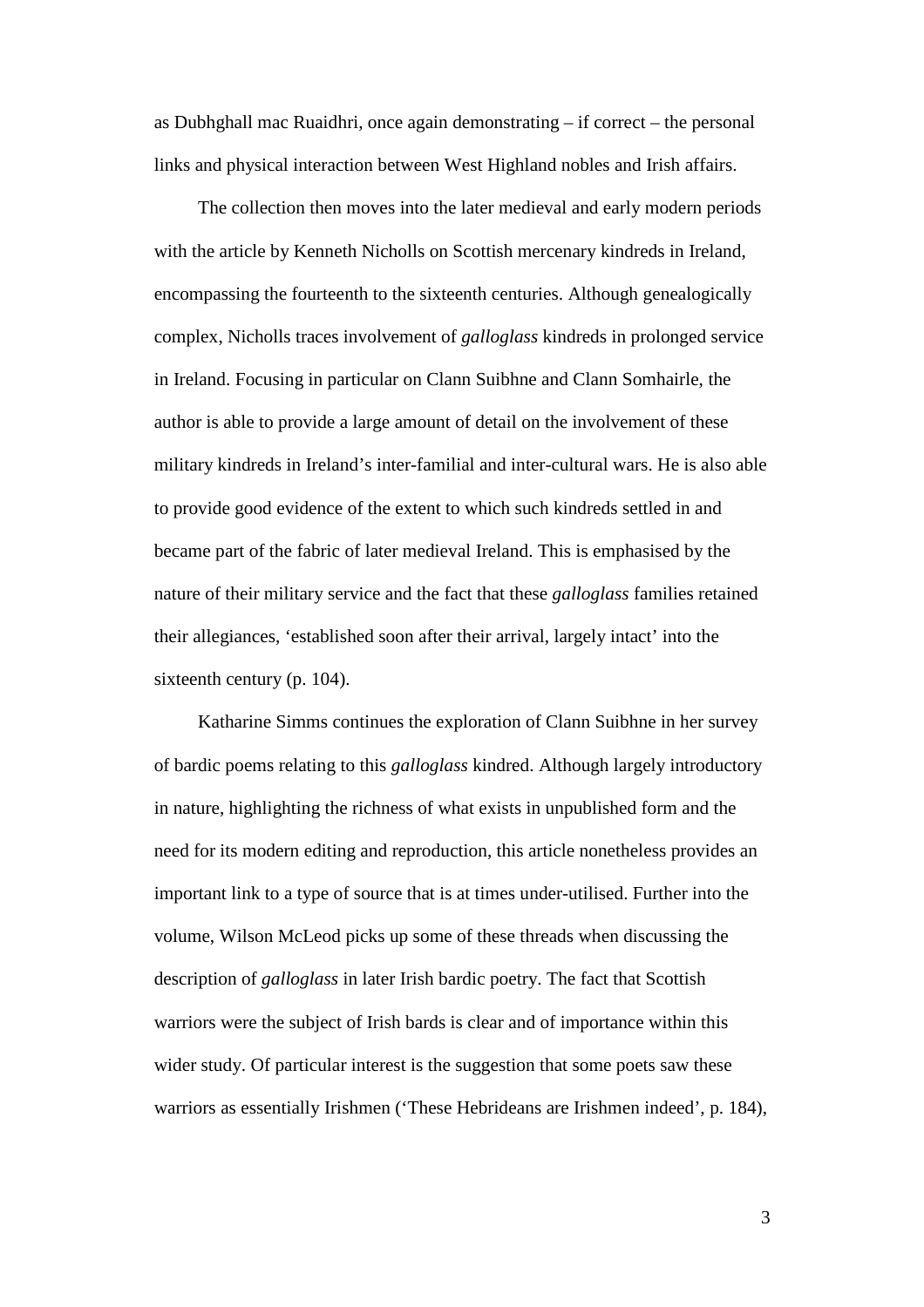as Dubhghall mac Ruaidhri, once again demonstrating – if correct – the personal links and physical interaction between West Highland nobles and Irish affairs.

The collection then moves into the later medieval and early modern periods with the article by Kenneth Nicholls on Scottish mercenary kindreds in Ireland, encompassing the fourteenth to the sixteenth centuries. Although genealogically complex, Nicholls traces involvement of *galloglass* kindreds in prolonged service in Ireland. Focusing in particular on Clann Suibhne and Clann Somhairle, the author is able to provide a large amount of detail on the involvement of these military kindreds in Ireland's inter-familial and inter-cultural wars. He is also able to provide good evidence of the extent to which such kindreds settled in and became part of the fabric of later medieval Ireland. This is emphasised by the nature of their military service and the fact that these *galloglass* families retained their allegiances, 'established soon after their arrival, largely intact' into the sixteenth century (p. 104).

Katharine Simms continues the exploration of Clann Suibhne in her survey of bardic poems relating to this *galloglass* kindred. Although largely introductory in nature, highlighting the richness of what exists in unpublished form and the need for its modern editing and reproduction, this article nonetheless provides an important link to a type of source that is at times under-utilised. Further into the volume, Wilson McLeod picks up some of these threads when discussing the description of *galloglass* in later Irish bardic poetry. The fact that Scottish warriors were the subject of Irish bards is clear and of importance within this wider study. Of particular interest is the suggestion that some poets saw these warriors as essentially Irishmen ('These Hebrideans are Irishmen indeed', p. 184),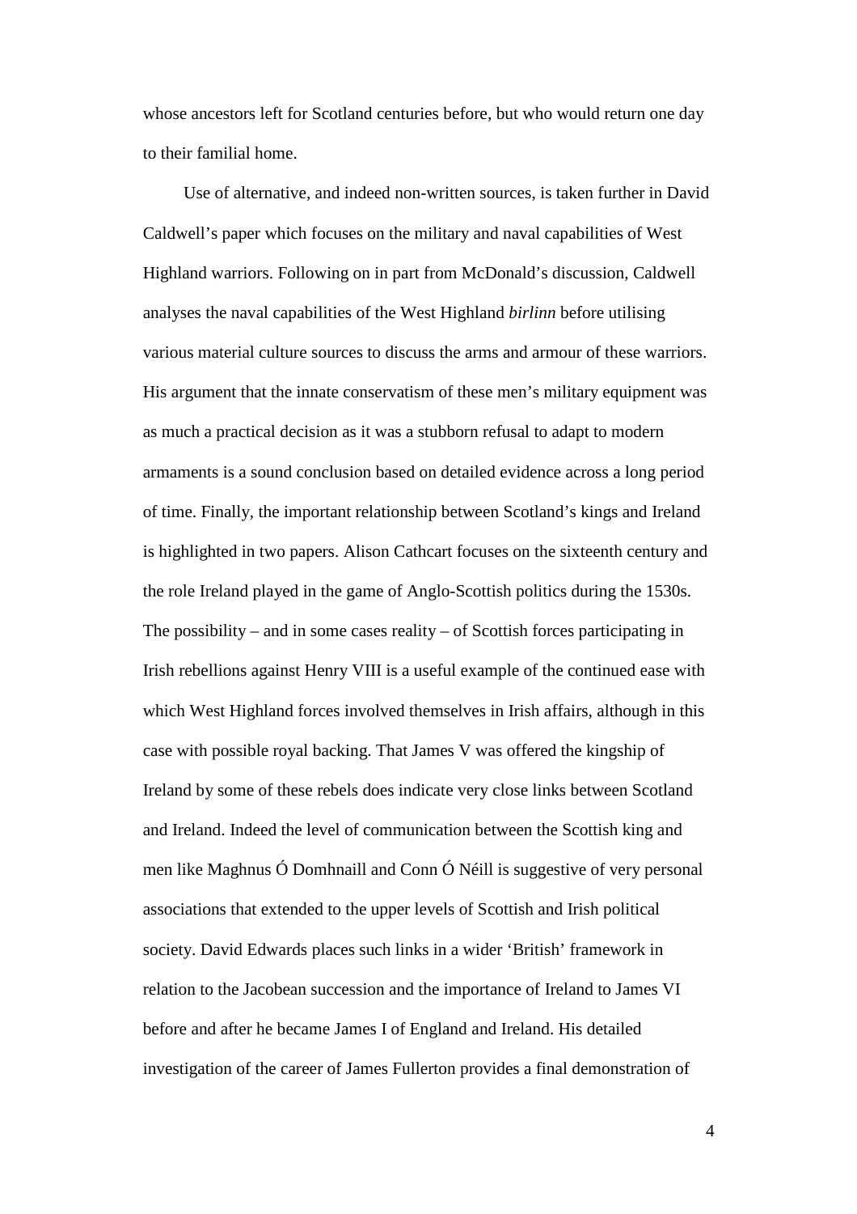whose ancestors left for Scotland centuries before, but who would return one day to their familial home.

Use of alternative, and indeed non-written sources, is taken further in David Caldwell's paper which focuses on the military and naval capabilities of West Highland warriors. Following on in part from McDonald's discussion, Caldwell analyses the naval capabilities of the West Highland *birlinn* before utilising various material culture sources to discuss the arms and armour of these warriors. His argument that the innate conservatism of these men's military equipment was as much a practical decision as it was a stubborn refusal to adapt to modern armaments is a sound conclusion based on detailed evidence across a long period of time. Finally, the important relationship between Scotland's kings and Ireland is highlighted in two papers. Alison Cathcart focuses on the sixteenth century and the role Ireland played in the game of Anglo-Scottish politics during the 1530s. The possibility – and in some cases reality – of Scottish forces participating in Irish rebellions against Henry VIII is a useful example of the continued ease with which West Highland forces involved themselves in Irish affairs, although in this case with possible royal backing. That James V was offered the kingship of Ireland by some of these rebels does indicate very close links between Scotland and Ireland. Indeed the level of communication between the Scottish king and men like Maghnus Ó Domhnaill and Conn Ó Néill is suggestive of very personal associations that extended to the upper levels of Scottish and Irish political society. David Edwards places such links in a wider 'British' framework in relation to the Jacobean succession and the importance of Ireland to James VI before and after he became James I of England and Ireland. His detailed investigation of the career of James Fullerton provides a final demonstration of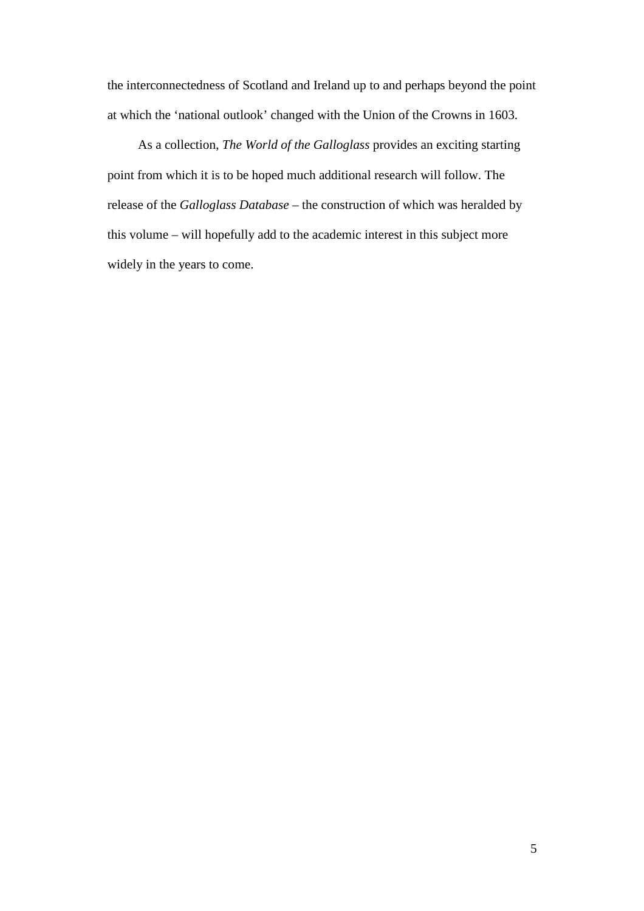the interconnectedness of Scotland and Ireland up to and perhaps beyond the point at which the 'national outlook' changed with the Union of the Crowns in 1603.

As a collection, *The World of the Galloglass* provides an exciting starting point from which it is to be hoped much additional research will follow. The release of the *Galloglass Database* – the construction of which was heralded by this volume – will hopefully add to the academic interest in this subject more widely in the years to come.